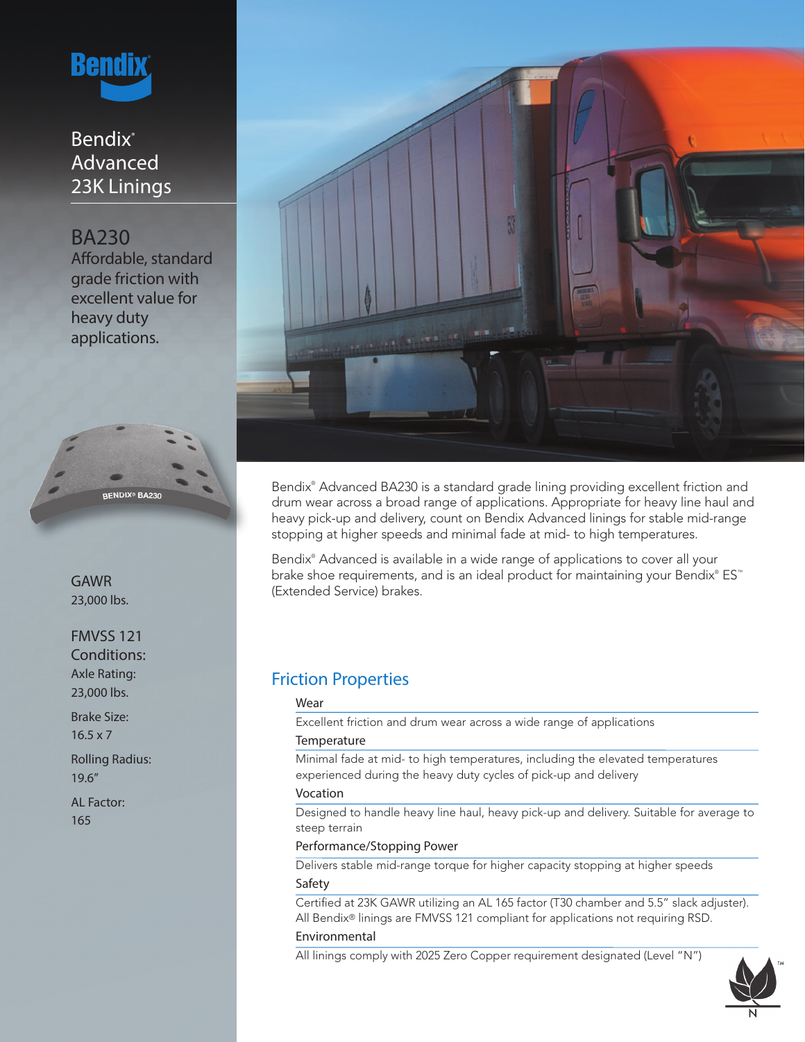# Bendix® Advanced 23K Linings

## BA230

Affordable, standard grade friction with excellent value for heavy duty applications.

GAWR
23,000 lbs.

FMVSS 121 Conditions:

Axle Rating:
23,000 lbs.

Brake Size:
16.5 x 7

Rolling Radius:
19.6″

AL Factor:
165

Bendix® Advanced BA230 is a standard grade lining providing excellent friction and drum wear across a broad range of applications. Appropriate for heavy line haul and heavy pick-up and delivery, count on Bendix Advanced linings for stable mid-range stopping at higher speeds and minimal fade at mid- to high temperatures.

Bendix® Advanced is available in a wide range of applications to cover all your brake shoe requirements, and is an ideal product for maintaining your Bendix® ES™ (Extended Service) brakes.

## Friction Properties

**Wear**

Excellent friction and drum wear across a wide range of applications

**Temperature**

Minimal fade at mid- to high temperatures, including the elevated temperatures experienced during the heavy duty cycles of pick-up and delivery

**Vocation**

Designed to handle heavy line haul, heavy pick-up and delivery. Suitable for average to steep terrain

**Performance/Stopping Power**

Delivers stable mid-range torque for higher capacity stopping at higher speeds

**Safety**

Certified at 23K GAWR utilizing an AL 165 factor (T30 chamber and 5.5″ slack adjuster). All Bendix® linings are FMVSS 121 compliant for applications not requiring RSD.

**Environmental**

All linings comply with 2025 Zero Copper requirement designated (Level "N")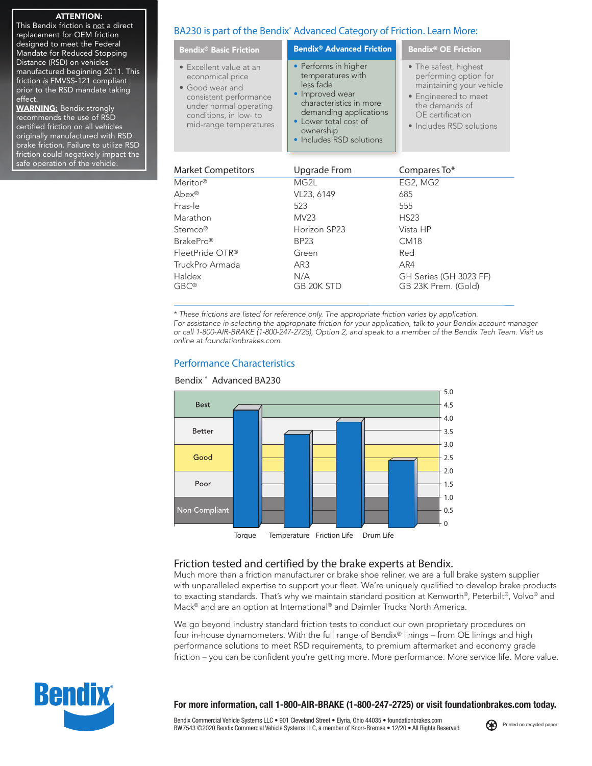**ATTENTION:**
This Bendix friction is not a direct replacement for OEM friction designed to meet the Federal Mandate for Reduced Stopping Distance (RSD) on vehicles manufactured beginning 2011. This friction *is* FMVSS-121 compliant prior to the RSD mandate taking effect.
**WARNING:** Bendix strongly recommends the use of RSD certified friction on all vehicles originally manufactured with RSD brake friction. Failure to utilize RSD friction could negatively impact the safe operation of the vehicle.

## BA230 is part of the Bendix® Advanced Category of Friction. Learn More:

| Bendix® Basic Friction | Bendix® Advanced Friction | Bendix® OE Friction |
|---|---|---|
| • Excellent value at an economical price<br>• Good wear and consistent performance under normal operating conditions, in low- to mid-range temperatures | • Performs in higher temperatures with less fade<br>• Improved wear characteristics in more demanding applications<br>• Lower total cost of ownership<br>• Includes RSD solutions | • The safest, highest performing option for maintaining your vehicle<br>• Engineered to meet the demands of OE certification<br>• Includes RSD solutions |

| Market Competitors | Upgrade From | Compares To* |
|---|---|---|
| Meritor® | MG2L | EG2, MG2 |
| Abex® | VL23, 6149 | 685 |
| Fras-le | 523 | 555 |
| Marathon | MV23 | HS23 |
| Stemco® | Horizon SP23 | Vista HP |
| BrakePro® | BP23 | CM18 |
| FleetPride OTR® | Green | Red |
| TruckPro Armada | AR3 | AR4 |
| Haldex | N/A | GH Series (GH 3023 FF) |
| GBC® | GB 20K STD | GB 23K Prem. (Gold) |

*\* These frictions are listed for reference only. The appropriate friction varies by application.*
*For assistance in selecting the appropriate friction for your application, talk to your Bendix account manager or call 1-800-AIR-BRAKE (1-800-247-2725), Option 2, and speak to a member of the Bendix Tech Team. Visit us online at foundationbrakes.com.*

## Performance Characteristics

Bendix® Advanced BA230

Best
Better
Good
Poor
Non-Compliant

5.0
4.5
4.0
3.5
3.0
2.5
2.0
1.5
1.0
0.5
0

Torque
Temperature
Friction Life
Drum Life

## Friction tested and certified by the brake experts at Bendix.

Much more than a friction manufacturer or brake shoe reliner, we are a full brake system supplier with unparalleled expertise to support your fleet. We're uniquely qualified to develop brake products to exacting standards. That's why we maintain standard position at Kenworth®, Peterbilt®, Volvo® and Mack® and are an option at International® and Daimler Trucks North America.

We go beyond industry standard friction tests to conduct our own proprietary procedures on four in-house dynamometers. With the full range of Bendix® linings – from OE linings and high performance solutions to meet RSD requirements, to premium aftermarket and economy grade friction – you can be confident you're getting more. More performance. More service life. More value.

Bendix®

**For more information, call 1-800-AIR-BRAKE (1-800-247-2725) or visit foundationbrakes.com today.**

Bendix Commercial Vehicle Systems LLC • 901 Cleveland Street • Elyria, Ohio 44035 • foundationbrakes.com
BW7543 ©2020 Bendix Commercial Vehicle Systems LLC, a member of Knorr-Bremse • 12/20 • All Rights Reserved

Printed on recycled paper